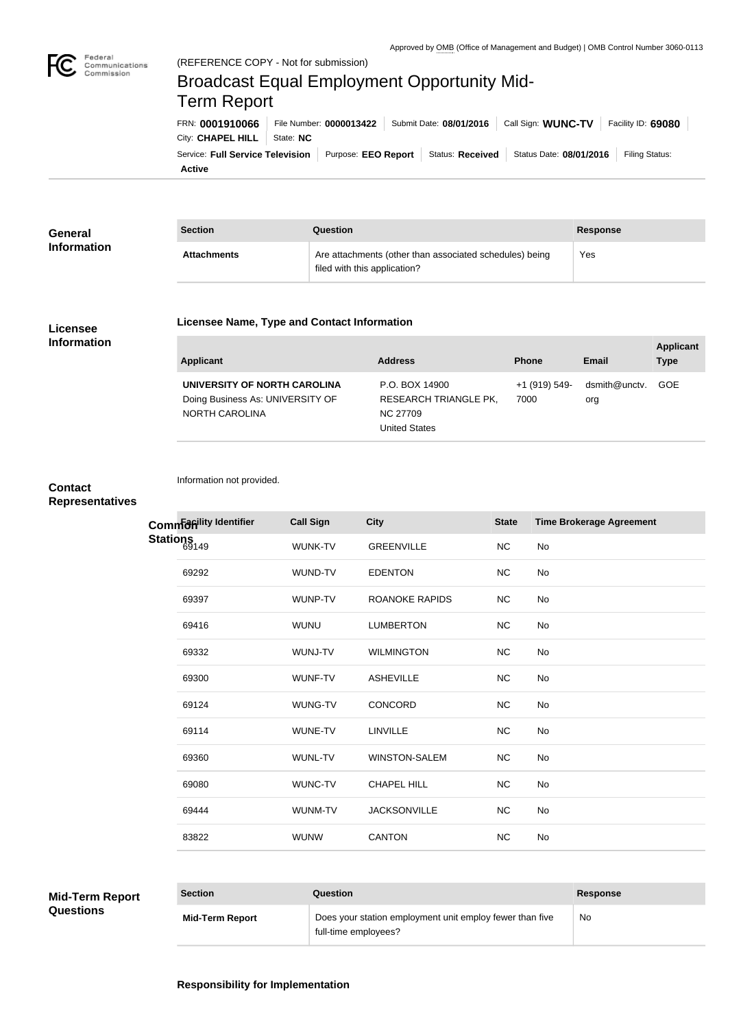Approved by OMB (Office of Management and Budget) | OMB Control Number 3060-0113

(REFERENCE COPY - Not for submission)

# Broadcast Equal Employment Opportunity Mid-Term Report

FRN: **0001910066** | File Number: **0000013422** | Submit Date: **08/01/2016** | Call Sign: **WUNC-TV** | Facility ID: **69080** | City: **CHAPEL HILL** | State: **NC**

Service: **Full Service Television** | Purpose: **EEO Report** | Status: **Received** | Status Date: **08/01/2016** | Filing Status: **Active**

## General Information

| Section | Question | Response |
| --- | --- | --- |
| **Attachments** | Are attachments (other than associated schedules) being filed with this application? | Yes |

## Licensee Information

### Licensee Name, Type and Contact Information

| Applicant | Address | Phone | Email | Applicant Type |
| --- | --- | --- | --- | --- |
| **UNIVERSITY OF NORTH CAROLINA** Doing Business As: UNIVERSITY OF NORTH CAROLINA | P.O. BOX 14900 RESEARCH TRIANGLE PK, NC 27709 United States | +1 (919) 549-7000 | dsmith@unctv.org | GOE |

## Contact Representatives

Information not provided.

## Common Stations

| Facility Identifier | Call Sign | City | State | Time Brokerage Agreement |
| --- | --- | --- | --- | --- |
| 69149 | WUNK-TV | GREENVILLE | NC | No |
| 69292 | WUND-TV | EDENTON | NC | No |
| 69397 | WUNP-TV | ROANOKE RAPIDS | NC | No |
| 69416 | WUNU | LUMBERTON | NC | No |
| 69332 | WUNJ-TV | WILMINGTON | NC | No |
| 69300 | WUNF-TV | ASHEVILLE | NC | No |
| 69124 | WUNG-TV | CONCORD | NC | No |
| 69114 | WUNE-TV | LINVILLE | NC | No |
| 69360 | WUNL-TV | WINSTON-SALEM | NC | No |
| 69080 | WUNC-TV | CHAPEL HILL | NC | No |
| 69444 | WUNM-TV | JACKSONVILLE | NC | No |
| 83822 | WUNW | CANTON | NC | No |

## Mid-Term Report Questions

| Section | Question | Response |
| --- | --- | --- |
| **Mid-Term Report** | Does your station employment unit employ fewer than five full-time employees? | No |

### Responsibility for Implementation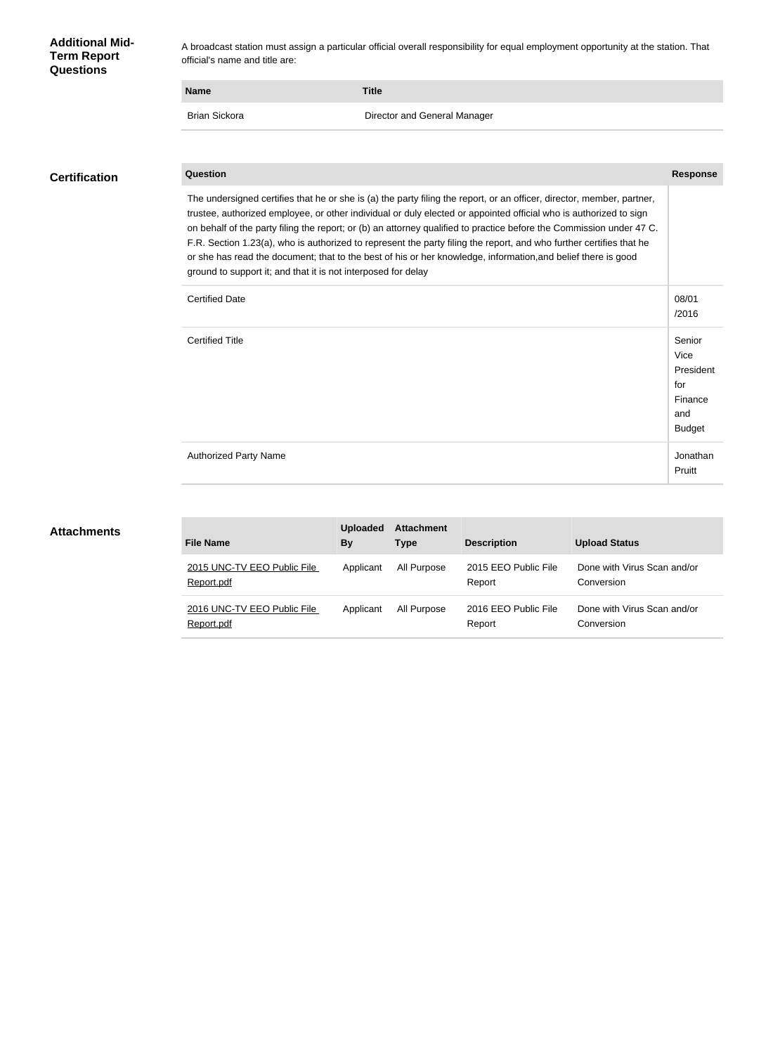## Additional Mid-Term Report Questions

A broadcast station must assign a particular official overall responsibility for equal employment opportunity at the station. That official's name and title are:

| Name | Title |
| --- | --- |
| Brian Sickora | Director and General Manager |

## Certification

| Question | Response |
| --- | --- |
| The undersigned certifies that he or she is (a) the party filing the report, or an officer, director, member, partner, trustee, authorized employee, or other individual or duly elected or appointed official who is authorized to sign on behalf of the party filing the report; or (b) an attorney qualified to practice before the Commission under 47 C.F.R. Section 1.23(a), who is authorized to represent the party filing the report, and who further certifies that he or she has read the document; that to the best of his or her knowledge, information,and belief there is good ground to support it; and that it is not interposed for delay | |
| Certified Date | 08/01/2016 |
| Certified Title | Senior Vice President for Finance and Budget |
| Authorized Party Name | Jonathan Pruitt |

## Attachments

| File Name | Uploaded By | Attachment Type | Description | Upload Status |
| --- | --- | --- | --- | --- |
| 2015 UNC-TV EEO Public File Report.pdf | Applicant | All Purpose | 2015 EEO Public File Report | Done with Virus Scan and/or Conversion |
| 2016 UNC-TV EEO Public File Report.pdf | Applicant | All Purpose | 2016 EEO Public File Report | Done with Virus Scan and/or Conversion |